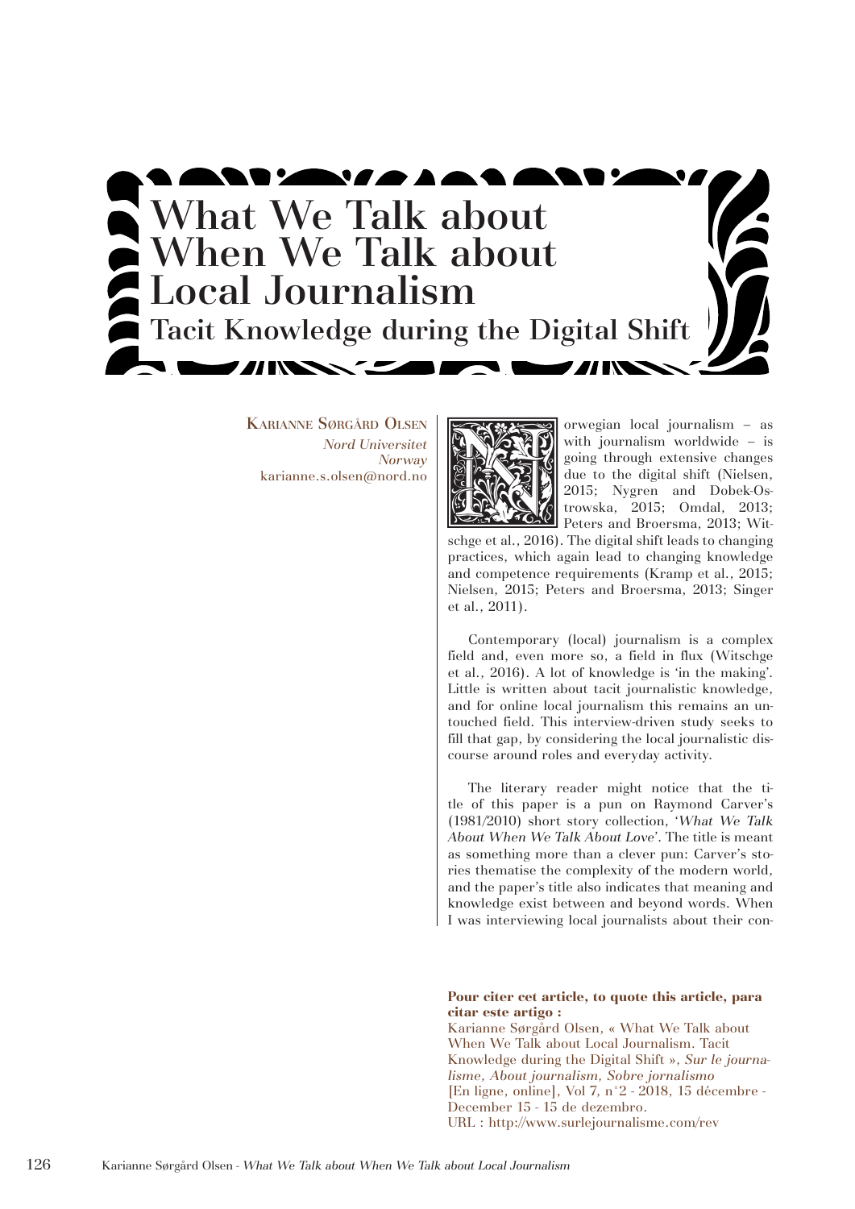# What We Talk about When We Talk about Local Journalism

## Tacit Knowledge during the Digital Shift

**Karianne Sørgård Olsen**
*Nord Universitet*
*Norway*
karianne.s.olsen@nord.no

Norwegian local journalism – as with journalism worldwide – is going through extensive changes due to the digital shift (Nielsen, 2015; Nygren and Dobek-Ostrowska, 2015; Omdal, 2013; Peters and Broersma, 2013; Witschge et al., 2016). The digital shift leads to changing practices, which again lead to changing knowledge and competence requirements (Kramp et al., 2015; Nielsen, 2015; Peters and Broersma, 2013; Singer et al., 2011).

Contemporary (local) journalism is a complex field and, even more so, a field in flux (Witschge et al., 2016). A lot of knowledge is 'in the making'. Little is written about tacit journalistic knowledge, and for online local journalism this remains an untouched field. This interview-driven study seeks to fill that gap, by considering the local journalistic discourse around roles and everyday activity.

The literary reader might notice that the title of this paper is a pun on Raymond Carver's (1981/2010) short story collection, '*What We Talk About When We Talk About Love*'. The title is meant as something more than a clever pun: Carver's stories thematise the complexity of the modern world, and the paper's title also indicates that meaning and knowledge exist between and beyond words. When I was interviewing local journalists about their con-

**Pour citer cet article, to quote this article, para citar este artigo :**
Karianne Sørgård Olsen, « What We Talk about When We Talk about Local Journalism. Tacit Knowledge during the Digital Shift », *Sur le journalisme, About journalism, Sobre jornalismo* [En ligne, online], Vol 7, n°2 - 2018, 15 décembre - December 15 - 15 de dezembro.
URL : http://www.surlejournalisme.com/rev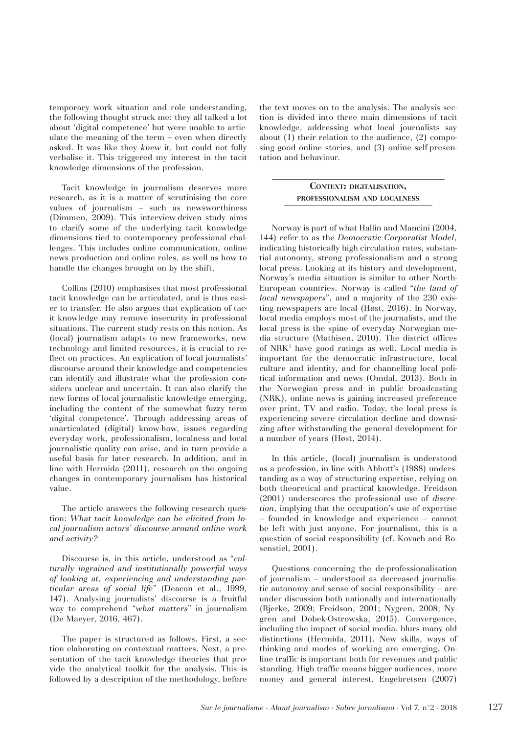temporary work situation and role understanding, the following thought struck me: they all talked a lot about 'digital competence' but were unable to articulate the meaning of the term – even when directly asked. It was like they *knew* it, but could not fully verbalise it. This triggered my interest in the tacit knowledge dimensions of the profession.

Tacit knowledge in journalism deserves more research, as it is a matter of scrutinising the core values of journalism – such as newsworthiness (Dimmen, 2009). This interview-driven study aims to clarify some of the underlying tacit knowledge dimensions tied to contemporary professional challenges. This includes online communication, online news production and online roles, as well as how to handle the changes brought on by the shift.

Collins (2010) emphasises that most professional tacit knowledge can be articulated, and is thus easier to transfer. He also argues that explication of tacit knowledge may remove insecurity in professional situations. The current study rests on this notion. As (local) journalism adapts to new frameworks, new technology and limited resources, it is crucial to reflect on practices. An explication of local journalists' discourse around their knowledge and competencies can identify and illustrate what the profession considers unclear and uncertain. It can also clarify the new forms of local journalistic knowledge emerging, including the content of the somewhat fuzzy term 'digital competence'. Through addressing areas of unarticulated (digital) know-how, issues regarding everyday work, professionalism, localness and local journalistic quality can arise, and in turn provide a useful basis for later research. In addition, and in line with Hermida (2011), research on the ongoing changes in contemporary journalism has historical value.

The article answers the following research question: *What tacit knowledge can be elicited from local journalism actors' discourse around online work and activity?*

Discourse is, in this article, understood as "*culturally ingrained and institutionally powerful ways of looking at, experiencing and understanding particular areas of social life*" (Deacon et al., 1999, 147). Analysing journalists' discourse is a fruitful way to comprehend "*what matters*" in journalism (De Maeyer, 2016, 467).

The paper is structured as follows. First, a section elaborating on contextual matters. Next, a presentation of the tacit knowledge theories that provide the analytical toolkit for the analysis. This is followed by a description of the methodology, before the text moves on to the analysis. The analysis section is divided into three main dimensions of tacit knowledge, addressing what local journalists say about (1) their relation to the audience, (2) composing good online stories, and (3) online self-presentation and behaviour.

## Context: digitalisation, professionalism and localness

Norway is part of what Hallin and Mancini (2004, 144) refer to as the *Democratic Corporatist Model*, indicating historically high circulation rates, substantial autonomy, strong professionalism and a strong local press. Looking at its history and development, Norway's media situation is similar to other North-European countries. Norway is called "*the land of local newspapers*", and a majority of the 230 existing newspapers are local (Høst, 2016). In Norway, local media employs most of the journalists, and the local press is the spine of everyday Norwegian media structure (Mathisen, 2010). The district offices of NRK[1] have good ratings as well. Local media is important for the democratic infrastructure, local culture and identity, and for channelling local political information and news (Omdal, 2013). Both in the Norwegian press and in public broadcasting (NRK), online news is gaining increased preference over print, TV and radio. Today, the local press is experiencing severe circulation decline and downsizing after withstanding the general development for a number of years (Høst, 2014).

In this article, (local) journalism is understood as a profession, in line with Abbott's (1988) understanding as a way of structuring expertise, relying on both theoretical and practical knowledge. Freidson (2001) underscores the professional use of *discretion*, implying that the occupation's use of expertise – founded in knowledge and experience – cannot be left with just anyone. For journalism, this is a question of social responsibility (cf. Kovach and Rosenstiel, 2001).

Questions concerning the de-professionalisation of journalism – understood as decreased journalistic autonomy and sense of social responsibility – are under discussion both nationally and internationally (Bjerke, 2009; Freidson, 2001; Nygren, 2008; Nygren and Dobek-Ostrowska, 2015). Convergence, including the impact of social media, blurs many old distinctions (Hermida, 2011). New skills, ways of thinking and modes of working are emerging. Online traffic is important both for revenues and public standing. High traffic means bigger audiences, more money and general interest. Engebretsen (2007)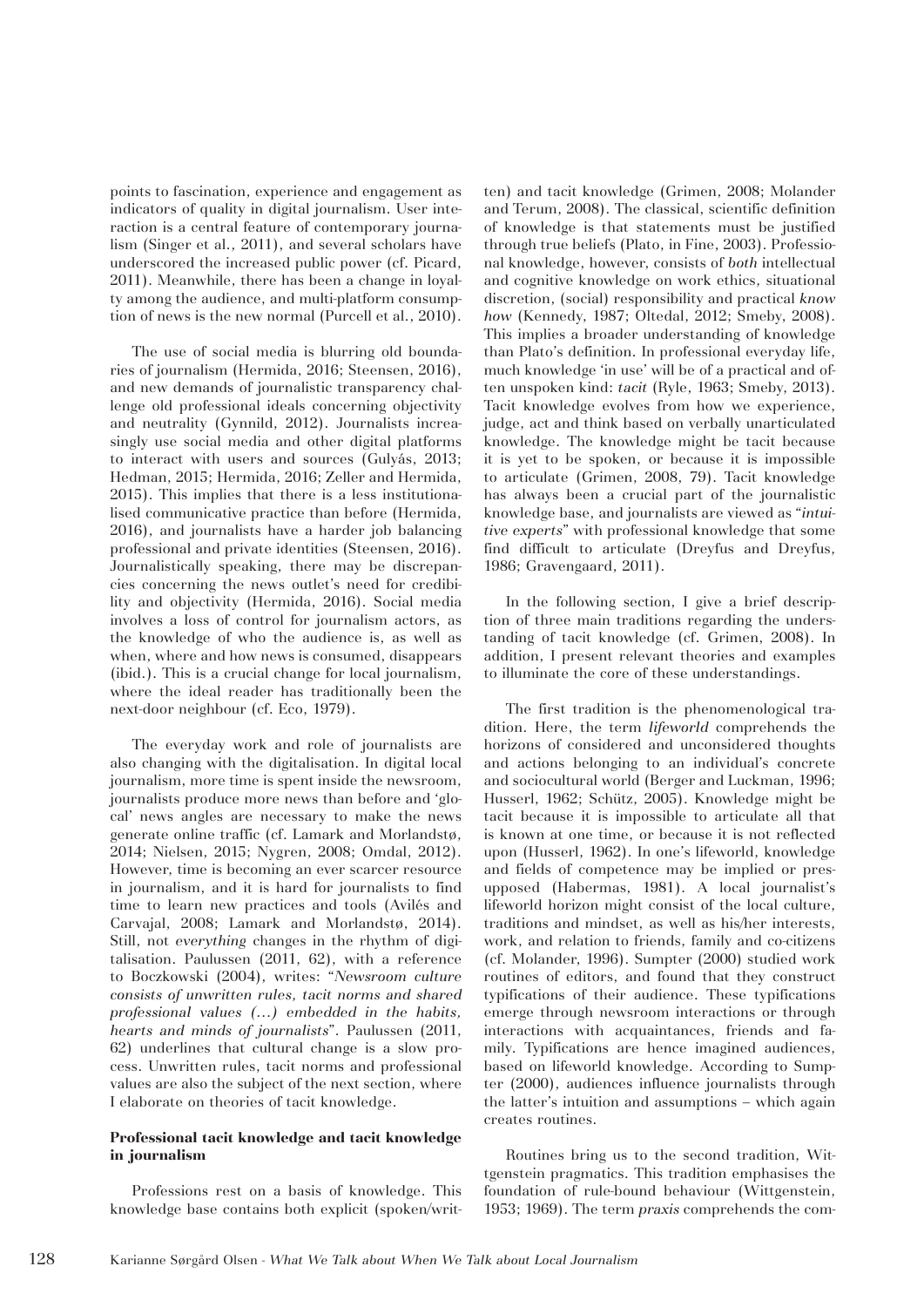points to fascination, experience and engagement as indicators of quality in digital journalism. User interaction is a central feature of contemporary journalism (Singer et al., 2011), and several scholars have underscored the increased public power (cf. Picard, 2011). Meanwhile, there has been a change in loyalty among the audience, and multi-platform consumption of news is the new normal (Purcell et al., 2010).

The use of social media is blurring old boundaries of journalism (Hermida, 2016; Steensen, 2016), and new demands of journalistic transparency challenge old professional ideals concerning objectivity and neutrality (Gynnild, 2012). Journalists increasingly use social media and other digital platforms to interact with users and sources (Gulyás, 2013; Hedman, 2015; Hermida, 2016; Zeller and Hermida, 2015). This implies that there is a less institutionalised communicative practice than before (Hermida, 2016), and journalists have a harder job balancing professional and private identities (Steensen, 2016). Journalistically speaking, there may be discrepancies concerning the news outlet's need for credibility and objectivity (Hermida, 2016). Social media involves a loss of control for journalism actors, as the knowledge of who the audience is, as well as when, where and how news is consumed, disappears (ibid.). This is a crucial change for local journalism, where the ideal reader has traditionally been the next-door neighbour (cf. Eco, 1979).

The everyday work and role of journalists are also changing with the digitalisation. In digital local journalism, more time is spent inside the newsroom, journalists produce more news than before and 'glocal' news angles are necessary to make the news generate online traffic (cf. Lamark and Morlandstø, 2014; Nielsen, 2015; Nygren, 2008; Omdal, 2012). However, time is becoming an ever scarcer resource in journalism, and it is hard for journalists to find time to learn new practices and tools (Avilés and Carvajal, 2008; Lamark and Morlandstø, 2014). Still, not *everything* changes in the rhythm of digitalisation. Paulussen (2011, 62), with a reference to Boczkowski (2004), writes: "*Newsroom culture consists of unwritten rules, tacit norms and shared professional values (...) embedded in the habits, hearts and minds of journalists*". Paulussen (2011, 62) underlines that cultural change is a slow process. Unwritten rules, tacit norms and professional values are also the subject of the next section, where I elaborate on theories of tacit knowledge.

**Professional tacit knowledge and tacit knowledge in journalism**

Professions rest on a basis of knowledge. This knowledge base contains both explicit (spoken/written) and tacit knowledge (Grimen, 2008; Molander and Terum, 2008). The classical, scientific definition of knowledge is that statements must be justified through true beliefs (Plato, in Fine, 2003). Professional knowledge, however, consists of *both* intellectual and cognitive knowledge on work ethics, situational discretion, (social) responsibility and practical *know how* (Kennedy, 1987; Oltedal, 2012; Smeby, 2008). This implies a broader understanding of knowledge than Plato's definition. In professional everyday life, much knowledge 'in use' will be of a practical and often unspoken kind: *tacit* (Ryle, 1963; Smeby, 2013). Tacit knowledge evolves from how we experience, judge, act and think based on verbally unarticulated knowledge. The knowledge might be tacit because it is yet to be spoken, or because it is impossible to articulate (Grimen, 2008, 79). Tacit knowledge has always been a crucial part of the journalistic knowledge base, and journalists are viewed as "*intuitive experts*" with professional knowledge that some find difficult to articulate (Dreyfus and Dreyfus, 1986; Gravengaard, 2011).

In the following section, I give a brief description of three main traditions regarding the understanding of tacit knowledge (cf. Grimen, 2008). In addition, I present relevant theories and examples to illuminate the core of these understandings.

The first tradition is the phenomenological tradition. Here, the term *lifeworld* comprehends the horizons of considered and unconsidered thoughts and actions belonging to an individual's concrete and sociocultural world (Berger and Luckman, 1996; Husserl, 1962; Schütz, 2005). Knowledge might be tacit because it is impossible to articulate all that is known at one time, or because it is not reflected upon (Husserl, 1962). In one's lifeworld, knowledge and fields of competence may be implied or presupposed (Habermas, 1981). A local journalist's lifeworld horizon might consist of the local culture, traditions and mindset, as well as his/her interests, work, and relation to friends, family and co-citizens (cf. Molander, 1996). Sumpter (2000) studied work routines of editors, and found that they construct typifications of their audience. These typifications emerge through newsroom interactions or through interactions with acquaintances, friends and family. Typifications are hence imagined audiences, based on lifeworld knowledge. According to Sumpter (2000), audiences influence journalists through the latter's intuition and assumptions – which again creates routines.

Routines bring us to the second tradition, Wittgenstein pragmatics. This tradition emphasises the foundation of rule-bound behaviour (Wittgenstein, 1953; 1969). The term *praxis* comprehends the com-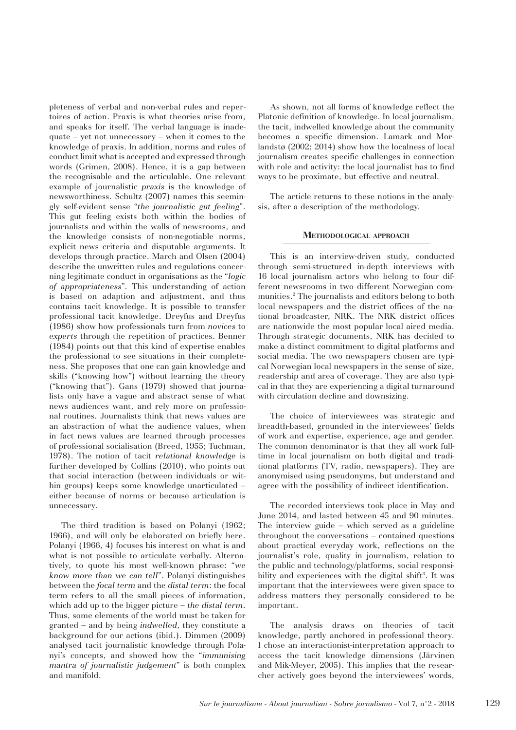pleteness of verbal and non-verbal rules and repertoires of action. Praxis is what theories arise from, and speaks for itself. The verbal language is inadequate – yet not unnecessary – when it comes to the knowledge of praxis. In addition, norms and rules of conduct limit what is accepted and expressed through words (Grimen, 2008). Hence, it is a gap between the recognisable and the articulable. One relevant example of journalistic *praxis* is the knowledge of newsworthiness. Schultz (2007) names this seemingly self-evident sense "*the journalistic gut feeling*". This gut feeling exists both within the bodies of journalists and within the walls of newsrooms, and the knowledge consists of non-negotiable norms, explicit news criteria and disputable arguments. It develops through practice. March and Olsen (2004) describe the unwritten rules and regulations concerning legitimate conduct in organisations as the "*logic of appropriateness*". This understanding of action is based on adaption and adjustment, and thus contains tacit knowledge. It is possible to transfer professional tacit knowledge. Dreyfus and Dreyfus (1986) show how professionals turn from *novices* to *experts* through the repetition of practices. Benner (1984) points out that this kind of expertise enables the professional to see situations in their completeness. She proposes that one can gain knowledge and skills ("knowing how") without learning the theory ("knowing that"). Gans (1979) showed that journalists only have a vague and abstract sense of what news audiences want, and rely more on professional routines. Journalists think that news values are an abstraction of what the audience values, when in fact news values are learned through processes of professional socialisation (Breed, 1955; Tuchman, 1978). The notion of tacit *relational knowledge* is further developed by Collins (2010), who points out that social interaction (between individuals or within groups) keeps some knowledge unarticulated – either because of norms or because articulation is unnecessary.

The third tradition is based on Polanyi (1962; 1966), and will only be elaborated on briefly here. Polanyi (1966, 4) focuses his interest on what is and what is not possible to articulate verbally. Alternatively, to quote his most well-known phrase: "*we know more than we can tell*". Polanyi distinguishes between the *focal term* and the *distal term*: the focal term refers to all the small pieces of information, which add up to the bigger picture – *the distal term*. Thus, some elements of the world must be taken for granted – and by being *indwelled*, they constitute a background for our actions (ibid.). Dimmen (2009) analysed tacit journalistic knowledge through Polanyi's concepts, and showed how the "*immunising mantra of journalistic judgement*" is both complex and manifold.

As shown, not all forms of knowledge reflect the Platonic definition of knowledge. In local journalism, the tacit, indwelled knowledge about the community becomes a specific dimension. Lamark and Morlandstø (2002; 2014) show how the localness of local journalism creates specific challenges in connection with role and activity: the local journalist has to find ways to be proximate, but effective and neutral.

The article returns to these notions in the analysis, after a description of the methodology.

## Methodological approach

This is an interview-driven study, conducted through semi-structured in-depth interviews with 16 local journalism actors who belong to four different newsrooms in two different Norwegian communities.[2] The journalists and editors belong to both local newspapers and the district offices of the national broadcaster, NRK. The NRK district offices are nationwide the most popular local aired media. Through strategic documents, NRK has decided to make a distinct commitment to digital platforms and social media. The two newspapers chosen are typical Norwegian local newspapers in the sense of size, readership and area of coverage. They are also typical in that they are experiencing a digital turnaround with circulation decline and downsizing.

The choice of interviewees was strategic and breadth-based, grounded in the interviewees' fields of work and expertise, experience, age and gender. The common denominator is that they all work full-time in local journalism on both digital and traditional platforms (TV, radio, newspapers). They are anonymised using pseudonyms, but understand and agree with the possibility of indirect identification.

The recorded interviews took place in May and June 2014, and lasted between 45 and 90 minutes. The interview guide – which served as a guideline throughout the conversations – contained questions about practical everyday work, reflections on the journalist's role, quality in journalism, relation to the public and technology/platforms, social responsibility and experiences with the digital shift[3]. It was important that the interviewees were given space to address matters they personally considered to be important.

The analysis draws on theories of tacit knowledge, partly anchored in professional theory. I chose an interactionist-interpretation approach to access the tacit knowledge dimensions (Järvinen and Mik-Meyer, 2005). This implies that the researcher actively goes beyond the interviewees' words,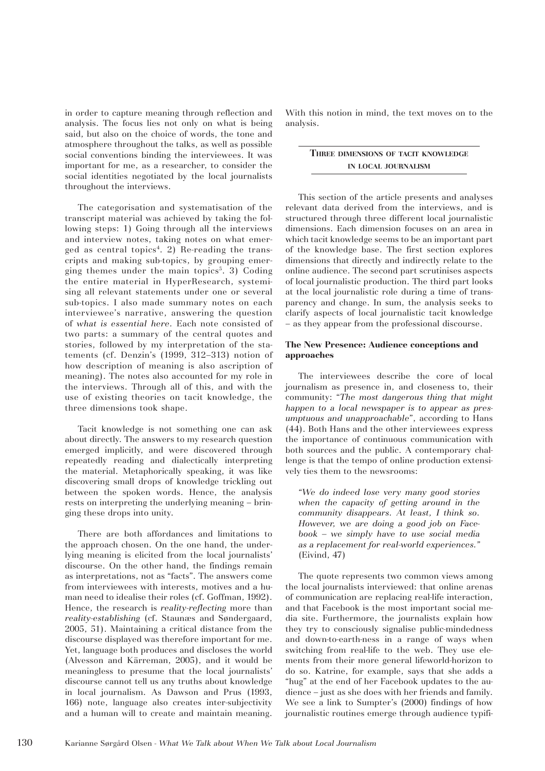in order to capture meaning through reflection and analysis. The focus lies not only on what is being said, but also on the choice of words, the tone and atmosphere throughout the talks, as well as possible social conventions binding the interviewees. It was important for me, as a researcher, to consider the social identities negotiated by the local journalists throughout the interviews.

The categorisation and systematisation of the transcript material was achieved by taking the following steps: 1) Going through all the interviews and interview notes, taking notes on what emerged as central topics[4]. 2) Re-reading the transcripts and making sub-topics, by grouping emerging themes under the main topics[5]. 3) Coding the entire material in HyperResearch, systemising all relevant statements under one or several sub-topics. I also made summary notes on each interviewee's narrative, answering the question of *what is essential here*. Each note consisted of two parts: a summary of the central quotes and stories, followed by my interpretation of the statements (cf. Denzin's (1999, 312–313) notion of how description of meaning is also ascription of meaning). The notes also accounted for my role in the interviews. Through all of this, and with the use of existing theories on tacit knowledge, the three dimensions took shape.

Tacit knowledge is not something one can ask about directly. The answers to my research question emerged implicitly, and were discovered through repeatedly reading and dialectically interpreting the material. Metaphorically speaking, it was like discovering small drops of knowledge trickling out between the spoken words. Hence, the analysis rests on interpreting the underlying meaning – bringing these drops into unity.

There are both affordances and limitations to the approach chosen. On the one hand, the underlying meaning is elicited from the local journalists' discourse. On the other hand, the findings remain as interpretations, not as "facts". The answers come from interviewees with interests, motives and a human need to idealise their roles (cf. Goffman, 1992). Hence, the research is *reality-reflecting* more than *reality-establishing* (cf. Staunæs and Søndergaard, 2005, 51). Maintaining a critical distance from the discourse displayed was therefore important for me. Yet, language both produces and discloses the world (Alvesson and Kärreman, 2005), and it would be meaningless to presume that the local journalists' discourse cannot tell us any truths about knowledge in local journalism. As Dawson and Prus (1993, 166) note, language also creates inter-subjectivity and a human will to create and maintain meaning. With this notion in mind, the text moves on to the analysis.

## Three dimensions of tacit knowledge in local journalism

This section of the article presents and analyses relevant data derived from the interviews, and is structured through three different local journalistic dimensions. Each dimension focuses on an area in which tacit knowledge seems to be an important part of the knowledge base. The first section explores dimensions that directly and indirectly relate to the online audience. The second part scrutinises aspects of local journalistic production. The third part looks at the local journalistic role during a time of transparency and change. In sum, the analysis seeks to clarify aspects of local journalistic tacit knowledge – as they appear from the professional discourse.

### The New Presence: Audience conceptions and approaches

The interviewees describe the core of local journalism as presence in, and closeness to, their community: *"The most dangerous thing that might happen to a local newspaper is to appear as presumptuous and unapproachable"*, according to Hans (44). Both Hans and the other interviewees express the importance of continuous communication with both sources and the public. A contemporary challenge is that the tempo of online production extensively ties them to the newsrooms:

> *"We do indeed lose very many good stories when the capacity of getting around in the community disappears. At least, I think so. However, we are doing a good job on Facebook – we simply have to use social media as a replacement for real-world experiences."* (Eivind, 47)

The quote represents two common views among the local journalists interviewed: that online arenas of communication are replacing real-life interaction, and that Facebook is the most important social media site. Furthermore, the journalists explain how they try to consciously signalise public-mindedness and down-to-earth-ness in a range of ways when switching from real-life to the web. They use elements from their more general lifeworld-horizon to do so. Katrine, for example, says that she adds a "hug" at the end of her Facebook updates to the audience – just as she does with her friends and family. We see a link to Sumpter's (2000) findings of how journalistic routines emerge through audience typifi-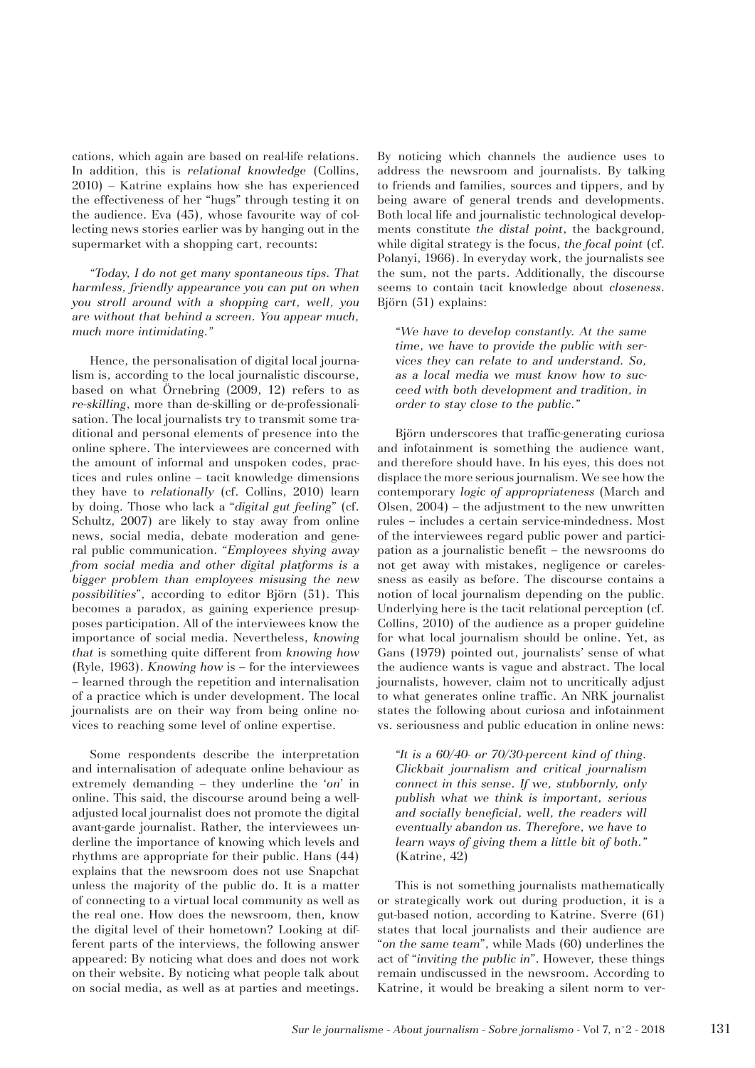cations, which again are based on real-life relations. In addition, this is *relational knowledge* (Collins, 2010) – Katrine explains how she has experienced the effectiveness of her "hugs" through testing it on the audience. Eva (45), whose favourite way of collecting news stories earlier was by hanging out in the supermarket with a shopping cart, recounts:

> *"Today, I do not get many spontaneous tips. That harmless, friendly appearance you can put on when you stroll around with a shopping cart, well, you are without that behind a screen. You appear much, much more intimidating."*

Hence, the personalisation of digital local journalism is, according to the local journalistic discourse, based on what Örnebring (2009, 12) refers to as *re-skilling*, more than de-skilling or de-professionalisation. The local journalists try to transmit some traditional and personal elements of presence into the online sphere. The interviewees are concerned with the amount of informal and unspoken codes, practices and rules online – tacit knowledge dimensions they have to *relationally* (cf. Collins, 2010) learn by doing. Those who lack a "*digital gut feeling*" (cf. Schultz, 2007) are likely to stay away from online news, social media, debate moderation and general public communication. "*Employees shying away from social media and other digital platforms is a bigger problem than employees misusing the new possibilities*", according to editor Björn (51). This becomes a paradox, as gaining experience presupposes participation. All of the interviewees know the importance of social media. Nevertheless, *knowing that* is something quite different from *knowing how* (Ryle, 1963). *Knowing how* is – for the interviewees – learned through the repetition and internalisation of a practice which is under development. The local journalists are on their way from being online novices to reaching some level of online expertise.

Some respondents describe the interpretation and internalisation of adequate online behaviour as extremely demanding – they underline the '*on*' in online. This said, the discourse around being a well-adjusted local journalist does not promote the digital avant-garde journalist. Rather, the interviewees underline the importance of knowing which levels and rhythms are appropriate for their public. Hans (44) explains that the newsroom does not use Snapchat unless the majority of the public do. It is a matter of connecting to a virtual local community as well as the real one. How does the newsroom, then, know the digital level of their hometown? Looking at different parts of the interviews, the following answer appeared: By noticing what does and does not work on their website. By noticing what people talk about on social media, as well as at parties and meetings. By noticing which channels the audience uses to address the newsroom and journalists. By talking to friends and families, sources and tippers, and by being aware of general trends and developments. Both local life and journalistic technological developments constitute *the distal point*, the background, while digital strategy is the focus, *the focal point* (cf. Polanyi, 1966). In everyday work, the journalists see the sum, not the parts. Additionally, the discourse seems to contain tacit knowledge about *closeness*. Björn (51) explains:

> *"We have to develop constantly. At the same time, we have to provide the public with services they can relate to and understand. So, as a local media we must know how to succeed with both development and tradition, in order to stay close to the public."*

Björn underscores that traffic-generating curiosa and infotainment is something the audience want, and therefore should have. In his eyes, this does not displace the more serious journalism. We see how the contemporary *logic of appropriateness* (March and Olsen, 2004) – the adjustment to the new unwritten rules – includes a certain service-mindedness. Most of the interviewees regard public power and participation as a journalistic benefit – the newsrooms do not get away with mistakes, negligence or carelessness as easily as before. The discourse contains a notion of local journalism depending on the public. Underlying here is the tacit relational perception (cf. Collins, 2010) of the audience as a proper guideline for what local journalism should be online. Yet, as Gans (1979) pointed out, journalists' sense of what the audience wants is vague and abstract. The local journalists, however, claim not to uncritically adjust to what generates online traffic. An NRK journalist states the following about curiosa and infotainment vs. seriousness and public education in online news:

> *"It is a 60/40- or 70/30-percent kind of thing. Clickbait journalism and critical journalism connect in this sense. If we, stubbornly, only publish what we think is important, serious and socially beneficial, well, the readers will eventually abandon us. Therefore, we have to learn ways of giving them a little bit of both."* (Katrine, 42)

This is not something journalists mathematically or strategically work out during production, it is a gut-based notion, according to Katrine. Sverre (61) states that local journalists and their audience are "*on the same team*", while Mads (60) underlines the act of "*inviting the public in*". However, these things remain undiscussed in the newsroom. According to Katrine, it would be breaking a silent norm to ver-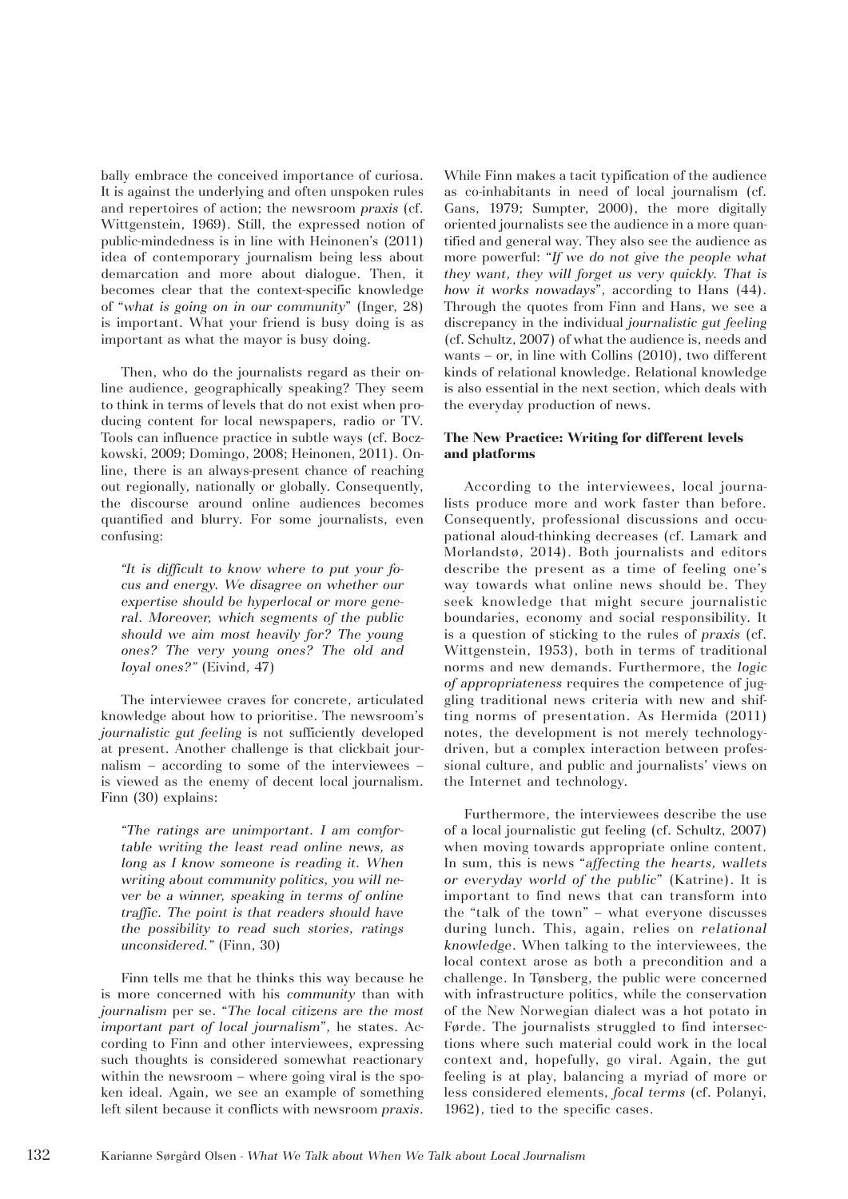bally embrace the conceived importance of curiosa. It is against the underlying and often unspoken rules and repertoires of action; the newsroom *praxis* (cf. Wittgenstein, 1969). Still, the expressed notion of public-mindedness is in line with Heinonen's (2011) idea of contemporary journalism being less about demarcation and more about dialogue. Then, it becomes clear that the context-specific knowledge of "*what is going on in our community*" (Inger, 28) is important. What your friend is busy doing is as important as what the mayor is busy doing.

Then, who do the journalists regard as their online audience, geographically speaking? They seem to think in terms of levels that do not exist when producing content for local newspapers, radio or TV. Tools can influence practice in subtle ways (cf. Boczkowski, 2009; Domingo, 2008; Heinonen, 2011). Online, there is an always-present chance of reaching out regionally, nationally or globally. Consequently, the discourse around online audiences becomes quantified and blurry. For some journalists, even confusing:

> *"It is difficult to know where to put your focus and energy. We disagree on whether our expertise should be hyperlocal or more general. Moreover, which segments of the public should we aim most heavily for? The young ones? The very young ones? The old and loyal ones?"* (Eivind, 47)

The interviewee craves for concrete, articulated knowledge about how to prioritise. The newsroom's *journalistic gut feeling* is not sufficiently developed at present. Another challenge is that clickbait journalism – according to some of the interviewees – is viewed as the enemy of decent local journalism. Finn (30) explains:

> *"The ratings are unimportant. I am comfortable writing the least read online news, as long as I know someone is reading it. When writing about community politics, you will never be a winner, speaking in terms of online traffic. The point is that readers should have the possibility to read such stories, ratings unconsidered."* (Finn, 30)

Finn tells me that he thinks this way because he is more concerned with his *community* than with *journalism* per se. "*The local citizens are the most important part of local journalism*", he states. According to Finn and other interviewees, expressing such thoughts is considered somewhat reactionary within the newsroom – where going viral is the spoken ideal. Again, we see an example of something left silent because it conflicts with newsroom *praxis*.

While Finn makes a tacit typification of the audience as co-inhabitants in need of local journalism (cf. Gans, 1979; Sumpter, 2000), the more digitally oriented journalists see the audience in a more quantified and general way. They also see the audience as more powerful: "*If we do not give the people what they want, they will forget us very quickly. That is how it works nowadays*", according to Hans (44). Through the quotes from Finn and Hans, we see a discrepancy in the individual *journalistic gut feeling* (cf. Schultz, 2007) of what the audience is, needs and wants – or, in line with Collins (2010), two different kinds of relational knowledge. Relational knowledge is also essential in the next section, which deals with the everyday production of news.

**The New Practice: Writing for different levels and platforms**

According to the interviewees, local journalists produce more and work faster than before. Consequently, professional discussions and occupational aloud-thinking decreases (cf. Lamark and Morlandstø, 2014). Both journalists and editors describe the present as a time of feeling one's way towards what online news should be. They seek knowledge that might secure journalistic boundaries, economy and social responsibility. It is a question of sticking to the rules of *praxis* (cf. Wittgenstein, 1953), both in terms of traditional norms and new demands. Furthermore, the *logic of appropriateness* requires the competence of juggling traditional news criteria with new and shifting norms of presentation. As Hermida (2011) notes, the development is not merely technology-driven, but a complex interaction between professional culture, and public and journalists' views on the Internet and technology.

Furthermore, the interviewees describe the use of a local journalistic gut feeling (cf. Schultz, 2007) when moving towards appropriate online content. In sum, this is news "*affecting the hearts, wallets or everyday world of the public*" (Katrine). It is important to find news that can transform into the "talk of the town" – what everyone discusses during lunch. This, again, relies on *relational knowledge*. When talking to the interviewees, the local context arose as both a precondition and a challenge. In Tønsberg, the public were concerned with infrastructure politics, while the conservation of the New Norwegian dialect was a hot potato in Førde. The journalists struggled to find intersections where such material could work in the local context and, hopefully, go viral. Again, the gut feeling is at play, balancing a myriad of more or less considered elements, *focal terms* (cf. Polanyi, 1962), tied to the specific cases.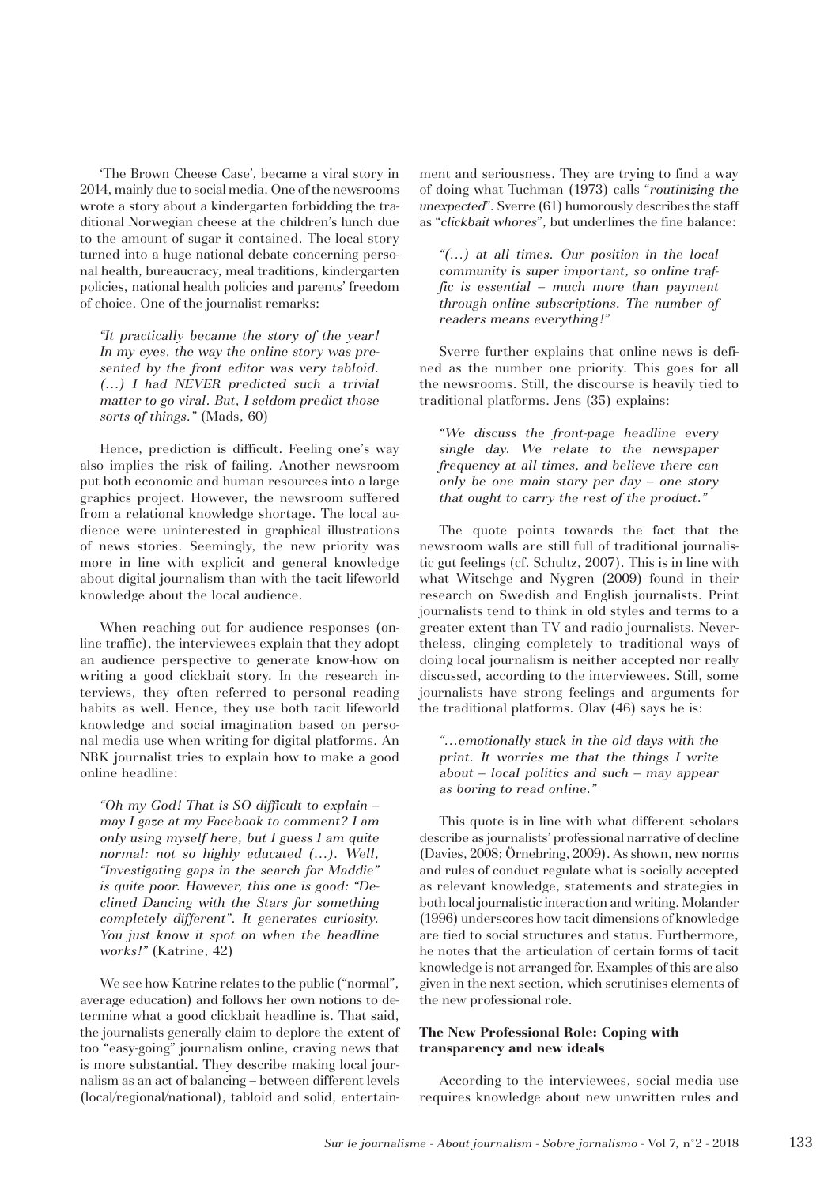'The Brown Cheese Case', became a viral story in 2014, mainly due to social media. One of the newsrooms wrote a story about a kindergarten forbidding the traditional Norwegian cheese at the children's lunch due to the amount of sugar it contained. The local story turned into a huge national debate concerning personal health, bureaucracy, meal traditions, kindergarten policies, national health policies and parents' freedom of choice. One of the journalist remarks:

> *"It practically became the story of the year! In my eyes, the way the online story was presented by the front editor was very tabloid. (…) I had NEVER predicted such a trivial matter to go viral. But, I seldom predict those sorts of things."* (Mads, 60)

Hence, prediction is difficult. Feeling one's way also implies the risk of failing. Another newsroom put both economic and human resources into a large graphics project. However, the newsroom suffered from a relational knowledge shortage. The local audience were uninterested in graphical illustrations of news stories. Seemingly, the new priority was more in line with explicit and general knowledge about digital journalism than with the tacit lifeworld knowledge about the local audience.

When reaching out for audience responses (online traffic), the interviewees explain that they adopt an audience perspective to generate know-how on writing a good clickbait story. In the research interviews, they often referred to personal reading habits as well. Hence, they use both tacit lifeworld knowledge and social imagination based on personal media use when writing for digital platforms. An NRK journalist tries to explain how to make a good online headline:

> *"Oh my God! That is SO difficult to explain – may I gaze at my Facebook to comment? I am only using myself here, but I guess I am quite normal: not so highly educated (…). Well, "Investigating gaps in the search for Maddie" is quite poor. However, this one is good: "Declined Dancing with the Stars for something completely different". It generates curiosity. You just know it spot on when the headline works!"* (Katrine, 42)

We see how Katrine relates to the public ("normal", average education) and follows her own notions to determine what a good clickbait headline is. That said, the journalists generally claim to deplore the extent of too "easy-going" journalism online, craving news that is more substantial. They describe making local journalism as an act of balancing – between different levels (local/regional/national), tabloid and solid, entertainment and seriousness. They are trying to find a way of doing what Tuchman (1973) calls "*routinizing the unexpected*". Sverre (61) humorously describes the staff as "*clickbait whores*", but underlines the fine balance:

> *"(…) at all times. Our position in the local community is super important, so online traffic is essential – much more than payment through online subscriptions. The number of readers means everything!"*

Sverre further explains that online news is defined as the number one priority. This goes for all the newsrooms. Still, the discourse is heavily tied to traditional platforms. Jens (35) explains:

> *"We discuss the front-page headline every single day. We relate to the newspaper frequency at all times, and believe there can only be one main story per day – one story that ought to carry the rest of the product."*

The quote points towards the fact that the newsroom walls are still full of traditional journalistic gut feelings (cf. Schultz, 2007). This is in line with what Witschge and Nygren (2009) found in their research on Swedish and English journalists. Print journalists tend to think in old styles and terms to a greater extent than TV and radio journalists. Nevertheless, clinging completely to traditional ways of doing local journalism is neither accepted nor really discussed, according to the interviewees. Still, some journalists have strong feelings and arguments for the traditional platforms. Olav (46) says he is:

> *"…emotionally stuck in the old days with the print. It worries me that the things I write about – local politics and such – may appear as boring to read online."*

This quote is in line with what different scholars describe as journalists' professional narrative of decline (Davies, 2008; Örnebring, 2009). As shown, new norms and rules of conduct regulate what is socially accepted as relevant knowledge, statements and strategies in both local journalistic interaction and writing. Molander (1996) underscores how tacit dimensions of knowledge are tied to social structures and status. Furthermore, he notes that the articulation of certain forms of tacit knowledge is not arranged for. Examples of this are also given in the next section, which scrutinises elements of the new professional role.

### The New Professional Role: Coping with transparency and new ideals

According to the interviewees, social media use requires knowledge about new unwritten rules and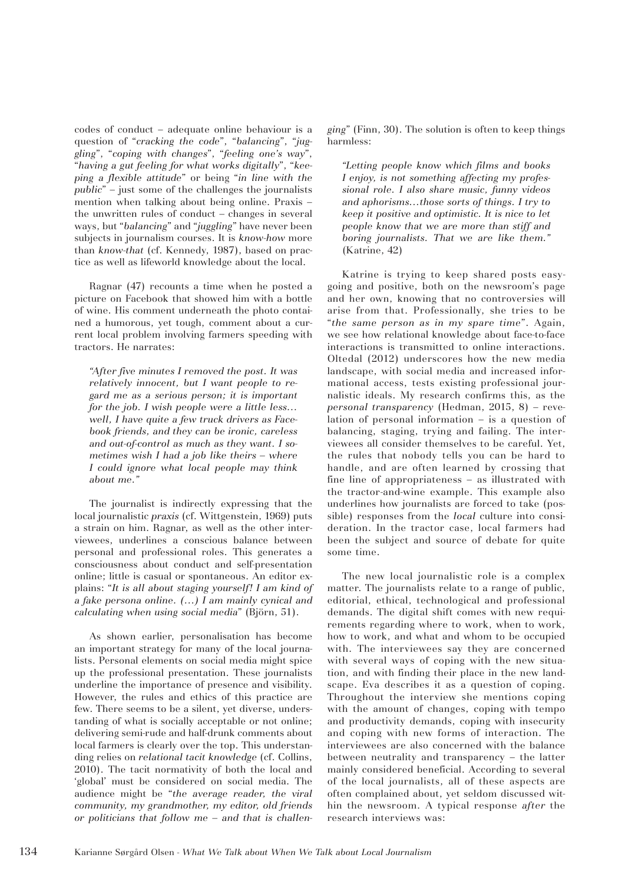codes of conduct – adequate online behaviour is a question of "*cracking the code*", "*balancing*", "*juggling*", "*coping with changes*", "*feeling one's way*", "*having a gut feeling for what works digitally*", "*keeping a flexible attitude*" or being "*in line with the public*" – just some of the challenges the journalists mention when talking about being online. Praxis – the unwritten rules of conduct – changes in several ways, but "*balancing*" and "*juggling*" have never been subjects in journalism courses. It is *know-how* more than *know-that* (cf. Kennedy, 1987), based on practice as well as lifeworld knowledge about the local.

Ragnar (47) recounts a time when he posted a picture on Facebook that showed him with a bottle of wine. His comment underneath the photo contained a humorous, yet tough, comment about a current local problem involving farmers speeding with tractors. He narrates:

> *"After five minutes I removed the post. It was relatively innocent, but I want people to regard me as a serious person; it is important for the job. I wish people were a little less… well, I have quite a few truck drivers as Facebook friends, and they can be ironic, careless and out-of-control as much as they want. I sometimes wish I had a job like theirs – where I could ignore what local people may think about me."*

The journalist is indirectly expressing that the local journalistic *praxis* (cf. Wittgenstein, 1969) puts a strain on him. Ragnar, as well as the other interviewees, underlines a conscious balance between personal and professional roles. This generates a consciousness about conduct and self-presentation online; little is casual or spontaneous. An editor explains: "*It is all about staging yourself! I am kind of a fake persona online. (…) I am mainly cynical and calculating when using social media*" (Björn, 51).

As shown earlier, personalisation has become an important strategy for many of the local journalists. Personal elements on social media might spice up the professional presentation. These journalists underline the importance of presence and visibility. However, the rules and ethics of this practice are few. There seems to be a silent, yet diverse, understanding of what is socially acceptable or not online; delivering semi-rude and half-drunk comments about local farmers is clearly over the top. This understanding relies on *relational tacit knowledge* (cf. Collins, 2010). The tacit normativity of both the local and 'global' must be considered on social media. The audience might be "*the average reader, the viral community, my grandmother, my editor, old friends or politicians that follow me – and that is challenging*" (Finn, 30). The solution is often to keep things harmless:

> *"Letting people know which films and books I enjoy, is not something affecting my professional role. I also share music, funny videos and aphorisms…those sorts of things. I try to keep it positive and optimistic. It is nice to let people know that we are more than stiff and boring journalists. That we are like them."* (Katrine, 42)

Katrine is trying to keep shared posts easygoing and positive, both on the newsroom's page and her own, knowing that no controversies will arise from that. Professionally, she tries to be "*the same person as in my spare time*". Again, we see how relational knowledge about face-to-face interactions is transmitted to online interactions. Oltedal (2012) underscores how the new media landscape, with social media and increased informational access, tests existing professional journalistic ideals. My research confirms this, as the *personal transparency* (Hedman, 2015, 8) – revelation of personal information – is a question of balancing, staging, trying and failing. The interviewees all consider themselves to be careful. Yet, the rules that nobody tells you can be hard to handle, and are often learned by crossing that fine line of appropriateness – as illustrated with the tractor-and-wine example. This example also underlines how journalists are forced to take (possible) responses from the *local* culture into consideration. In the tractor case, local farmers had been the subject and source of debate for quite some time.

The new local journalistic role is a complex matter. The journalists relate to a range of public, editorial, ethical, technological and professional demands. The digital shift comes with new requirements regarding where to work, when to work, how to work, and what and whom to be occupied with. The interviewees say they are concerned with several ways of coping with the new situation, and with finding their place in the new landscape. Eva describes it as a question of coping. Throughout the interview she mentions coping with the amount of changes, coping with tempo and productivity demands, coping with insecurity and coping with new forms of interaction. The interviewees are also concerned with the balance between neutrality and transparency – the latter mainly considered beneficial. According to several of the local journalists, all of these aspects are often complained about, yet seldom discussed within the newsroom. A typical response *after* the research interviews was: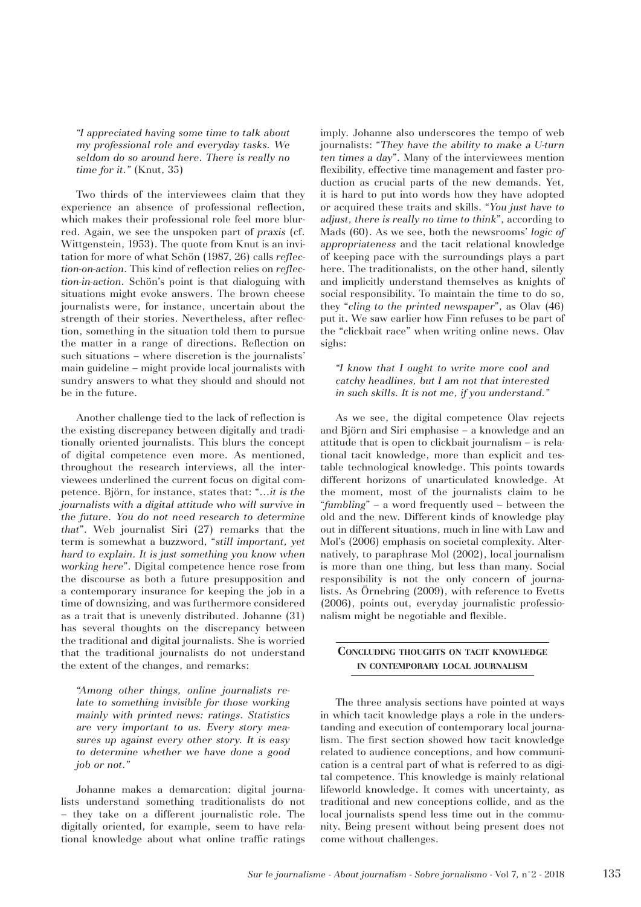> *"I appreciated having some time to talk about my professional role and everyday tasks. We seldom do so around here. There is really no time for it."* (Knut, 35)

Two thirds of the interviewees claim that they experience an absence of professional reflection, which makes their professional role feel more blurred. Again, we see the unspoken part of *praxis* (cf. Wittgenstein, 1953). The quote from Knut is an invitation for more of what Schön (1987, 26) calls *reflection-on-action*. This kind of reflection relies on *reflection-in-action*. Schön's point is that dialoguing with situations might evoke answers. The brown cheese journalists were, for instance, uncertain about the strength of their stories. Nevertheless, after reflection, something in the situation told them to pursue the matter in a range of directions. Reflection on such situations – where discretion is the journalists' main guideline – might provide local journalists with sundry answers to what they should and should not be in the future.

Another challenge tied to the lack of reflection is the existing discrepancy between digitally and traditionally oriented journalists. This blurs the concept of digital competence even more. As mentioned, throughout the research interviews, all the interviewees underlined the current focus on digital competence. Björn, for instance, states that: "*…it is the journalists with a digital attitude who will survive in the future. You do not need research to determine that*". Web journalist Siri (27) remarks that the term is somewhat a buzzword, "*still important, yet hard to explain. It is just something you know when working here*". Digital competence hence rose from the discourse as both a future presupposition and a contemporary insurance for keeping the job in a time of downsizing, and was furthermore considered as a trait that is unevenly distributed. Johanne (31) has several thoughts on the discrepancy between the traditional and digital journalists. She is worried that the traditional journalists do not understand the extent of the changes, and remarks:

> *"Among other things, online journalists relate to something invisible for those working mainly with printed news: ratings. Statistics are very important to us. Every story measures up against every other story. It is easy to determine whether we have done a good job or not."*

Johanne makes a demarcation: digital journalists understand something traditionalists do not – they take on a different journalistic role. The digitally oriented, for example, seem to have relational knowledge about what online traffic ratings imply. Johanne also underscores the tempo of web journalists: "*They have the ability to make a U-turn ten times a day*". Many of the interviewees mention flexibility, effective time management and faster production as crucial parts of the new demands. Yet, it is hard to put into words how they have adopted or acquired these traits and skills. "*You just have to adjust, there is really no time to think*", according to Mads (60). As we see, both the newsrooms' *logic of appropriateness* and the tacit relational knowledge of keeping pace with the surroundings plays a part here. The traditionalists, on the other hand, silently and implicitly understand themselves as knights of social responsibility. To maintain the time to do so, they "*cling to the printed newspaper*", as Olav (46) put it. We saw earlier how Finn refuses to be part of the "clickbait race" when writing online news. Olav sighs:

> *"I know that I ought to write more cool and catchy headlines, but I am not that interested in such skills. It is not me, if you understand."*

As we see, the digital competence Olav rejects and Björn and Siri emphasise – a knowledge and an attitude that is open to clickbait journalism – is relational tacit knowledge, more than explicit and testable technological knowledge. This points towards different horizons of unarticulated knowledge. At the moment, most of the journalists claim to be "*fumbling*" – a word frequently used – between the old and the new. Different kinds of knowledge play out in different situations, much in line with Law and Mol's (2006) emphasis on societal complexity. Alternatively, to paraphrase Mol (2002), local journalism is more than one thing, but less than many. Social responsibility is not the only concern of journalists. As Örnebring (2009), with reference to Evetts (2006), points out, everyday journalistic professionalism might be negotiable and flexible.

## Concluding thoughts on tacit knowledge in contemporary local journalism

The three analysis sections have pointed at ways in which tacit knowledge plays a role in the understanding and execution of contemporary local journalism. The first section showed how tacit knowledge related to audience conceptions, and how communication is a central part of what is referred to as digital competence. This knowledge is mainly relational lifeworld knowledge. It comes with uncertainty, as traditional and new conceptions collide, and as the local journalists spend less time out in the community. Being present without being present does not come without challenges.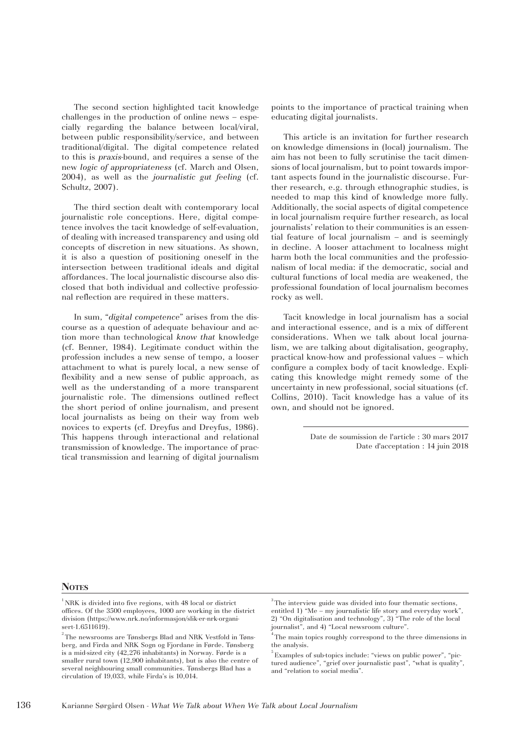The second section highlighted tacit knowledge challenges in the production of online news – especially regarding the balance between local/viral, between public responsibility/service, and between traditional/digital. The digital competence related to this is *praxis*-bound, and requires a sense of the new *logic of appropriateness* (cf. March and Olsen, 2004), as well as the *journalistic gut feeling* (cf. Schultz, 2007).

The third section dealt with contemporary local journalistic role conceptions. Here, digital competence involves the tacit knowledge of self-evaluation, of dealing with increased transparency and using old concepts of discretion in new situations. As shown, it is also a question of positioning oneself in the intersection between traditional ideals and digital affordances. The local journalistic discourse also disclosed that both individual and collective professional reflection are required in these matters.

In sum, "*digital competence*" arises from the discourse as a question of adequate behaviour and action more than technological *know that* knowledge (cf. Benner, 1984). Legitimate conduct within the profession includes a new sense of tempo, a looser attachment to what is purely local, a new sense of flexibility and a new sense of public approach, as well as the understanding of a more transparent journalistic role. The dimensions outlined reflect the short period of online journalism, and present local journalists as being on their way from web novices to experts (cf. Dreyfus and Dreyfus, 1986). This happens through interactional and relational transmission of knowledge. The importance of practical transmission and learning of digital journalism points to the importance of practical training when educating digital journalists.

This article is an invitation for further research on knowledge dimensions in (local) journalism. The aim has not been to fully scrutinise the tacit dimensions of local journalism, but to point towards important aspects found in the journalistic discourse. Further research, e.g. through ethnographic studies, is needed to map this kind of knowledge more fully. Additionally, the social aspects of digital competence in local journalism require further research, as local journalists' relation to their communities is an essential feature of local journalism – and is seemingly in decline. A looser attachment to localness might harm both the local communities and the professionalism of local media: if the democratic, social and cultural functions of local media are weakened, the professional foundation of local journalism becomes rocky as well.

Tacit knowledge in local journalism has a social and interactional essence, and is a mix of different considerations. When we talk about local journalism, we are talking about digitalisation, geography, practical know-how and professional values – which configure a complex body of tacit knowledge. Explicating this knowledge might remedy some of the uncertainty in new professional, social situations (cf. Collins, 2010). Tacit knowledge has a value of its own, and should not be ignored.

Date de soumission de l'article : 30 mars 2017
Date d'acceptation : 14 juin 2018

## Notes

[1] NRK is divided into five regions, with 48 local or district offices. Of the 3500 employees, 1000 are working in the district division (https://www.nrk.no/informasjon/slik-er-nrk-organisert-1.6511619).

[2] The newsrooms are Tønsbergs Blad and NRK Vestfold in Tønsberg, and Firda and NRK Sogn og Fjordane in Førde. Tønsberg is a mid-sized city (42,276 inhabitants) in Norway. Førde is a smaller rural town (12,900 inhabitants), but is also the centre of several neighbouring small communities. Tønsbergs Blad has a circulation of 19,033, while Firda's is 10,014.

[3] The interview guide was divided into four thematic sections, entitled 1) "Me – my journalistic life story and everyday work", 2) "On digitalisation and technology", 3) "The role of the local journalist", and 4) "Local newsroom culture".

[4] The main topics roughly correspond to the three dimensions in the analysis.

[5] Examples of sub-topics include: "views on public power", "pictured audience", "grief over journalistic past", "what is quality", and "relation to social media".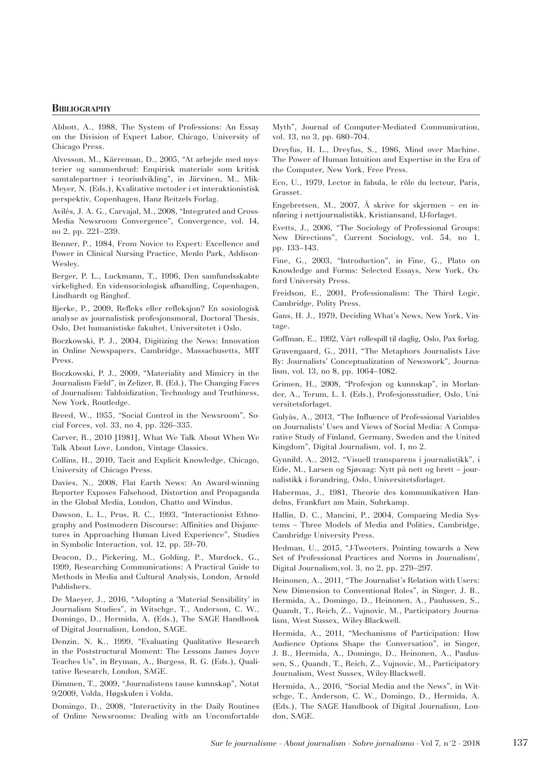## Bibliography

Abbott, A., 1988, The System of Professions: An Essay on the Division of Expert Labor, Chicago, University of Chicago Press.

Alvesson, M., Kärreman, D., 2005, "At arbejde med mysterier og sammenbrud: Empirisk materiale som kritisk samtalepartner i teoriudvikling", in Järvinen, M., Mik-Meyer, N. (Eds.), Kvalitative metoder i et interaktionistisk perspektiv, Copenhagen, Hanz Reitzels Forlag.

Avilés, J. A. G., Carvajal, M., 2008, "Integrated and Cross-Media Newsroom Convergence", Convergence, vol. 14, no 2, pp. 221–239.

Benner, P., 1984, From Novice to Expert: Excellence and Power in Clinical Nursing Practice, Menlo Park, Addison-Wesley.

Berger, P. L., Luckmann, T., 1996, Den samfundsskabte virkelighed. En vidensociologisk afhandling, Copenhagen, Lindhardt og Ringhof.

Bjerke, P., 2009, Refleks eller refleksjon? En sosiologisk analyse av journalistisk profesjonsmoral, Doctoral Thesis, Oslo, Det humanistiske fakultet, Universitetet i Oslo.

Boczkowski, P. J., 2004, Digitizing the News: Innovation in Online Newspapers, Cambridge, Massachusetts, MIT Press.

Boczkowski, P. J., 2009, "Materiality and Mimicry in the Journalism Field", in Zelizer, B. (Ed.), The Changing Faces of Journalism: Tabloidization, Technology and Truthiness, New York, Routledge.

Breed, W., 1955, "Social Control in the Newsroom", Social Forces, vol. 33, no 4, pp. 326–335.

Carver, R., 2010 [1981], What We Talk About When We Talk About Love, London, Vintage Classics.

Collins, H., 2010, Tacit and Explicit Knowledge, Chicago, University of Chicago Press.

Davies, N., 2008, Flat Earth News: An Award-winning Reporter Exposes Falsehood, Distortion and Propaganda in the Global Media, London, Chatto and Windus.

Dawson, L. L., Prus, R. C., 1993, "Interactionist Ethnography and Postmodern Discourse: Affinities and Disjunctures in Approaching Human Lived Experience", Studies in Symbolic Interaction, vol. 12, pp. 59–70.

Deacon, D., Pickering, M., Golding, P., Murdock, G., 1999, Researching Communications: A Practical Guide to Methods in Media and Cultural Analysis, London, Arnold Publishers.

De Maeyer, J., 2016, "Adopting a 'Material Sensibility' in Journalism Studies", in Witschge, T., Anderson, C. W., Domingo, D., Hermida, A. (Eds.), The SAGE Handbook of Digital Journalism, London, SAGE.

Denzin, N. K., 1999, "Evaluating Qualitative Research in the Poststructural Moment: The Lessons James Joyce Teaches Us", in Bryman, A., Burgess, R. G. (Eds.), Qualitative Research, London, SAGE.

Dimmen, T., 2009, "Journalistens tause kunnskap", Notat 9/2009, Volda, Høgskulen i Volda.

Domingo, D., 2008, "Interactivity in the Daily Routines of Online Newsrooms: Dealing with an Uncomfortable Myth", Journal of Computer-Mediated Communication, vol. 13, no 3, pp. 680–704.

Dreyfus, H. L., Dreyfus, S., 1986, Mind over Machine. The Power of Human Intuition and Expertise in the Era of the Computer, New York, Free Press.

Eco, U., 1979, Lector in fabula, le rôle du lecteur, Paris, Grasset.

Engebretsen, M., 2007, Å skrive for skjermen – en innføring i nettjournalistikk, Kristiansand, IJ-forlaget.

Evetts, J., 2006, "The Sociology of Professional Groups: New Directions", Current Sociology, vol. 54, no 1, pp. 133–143.

Fine, G., 2003, "Introduction", in Fine, G., Plato on Knowledge and Forms: Selected Essays, New York, Oxford University Press.

Freidson, E., 2001, Professionalism: The Third Logic, Cambridge, Polity Press.

Gans, H. J., 1979, Deciding What's News, New York, Vintage.

Goffman, E., 1992, Vårt rollespill til daglig, Oslo, Pax forlag.

Gravengaard, G., 2011, "The Metaphors Journalists Live By: Journalists' Conceptualization of Newswork", Journalism, vol. 13, no 8, pp. 1064–1082.

Grimen, H., 2008, "Profesjon og kunnskap", in Morlander, A., Terum, L. I. (Eds.), Profesjonsstudier, Oslo, Universitetsforlaget.

Gulyás, A., 2013, "The Influence of Professional Variables on Journalists' Uses and Views of Social Media: A Comparative Study of Finland, Germany, Sweden and the United Kingdom", Digital Journalism, vol. 1, no 2.

Gynnild, A., 2012, "Visuell transparens i journalistikk", i Eide, M., Larsen og Sjøvaag: Nytt på nett og brett – journalistikk i forandring, Oslo, Universitetsforlaget.

Habermas, J., 1981, Theorie des kommunikativen Handelns, Frankfurt am Main, Suhrkamp.

Hallin, D. C., Mancini, P., 2004, Comparing Media Systems – Three Models of Media and Politics, Cambridge, Cambridge University Press.

Hedman, U., 2015, "J-Tweeters. Pointing towards a New Set of Professional Practices and Norms in Journalism', Digital Journalism,vol. 3, no 2, pp. 279–297.

Heinonen, A., 2011, "The Journalist's Relation with Users: New Dimension to Conventional Roles", in Singer, J. B., Hermida, A., Domingo, D., Heinonen, A., Paulussen, S., Quandt, T., Reich, Z., Vujnovic, M., Participatory Journalism, West Sussex, Wiley-Blackwell.

Hermida, A., 2011, "Mechanisms of Participation: How Audience Options Shape the Conversation", in Singer, J. B., Hermida, A., Domingo, D., Heinonen, A., Paulussen, S., Quandt, T., Reich, Z., Vujnovic, M., Participatory Journalism, West Sussex, Wiley-Blackwell.

Hermida, A., 2016, "Social Media and the News", in Witschge, T., Anderson, C. W., Domingo, D., Hermida, A. (Eds.), The SAGE Handbook of Digital Journalism, London, SAGE.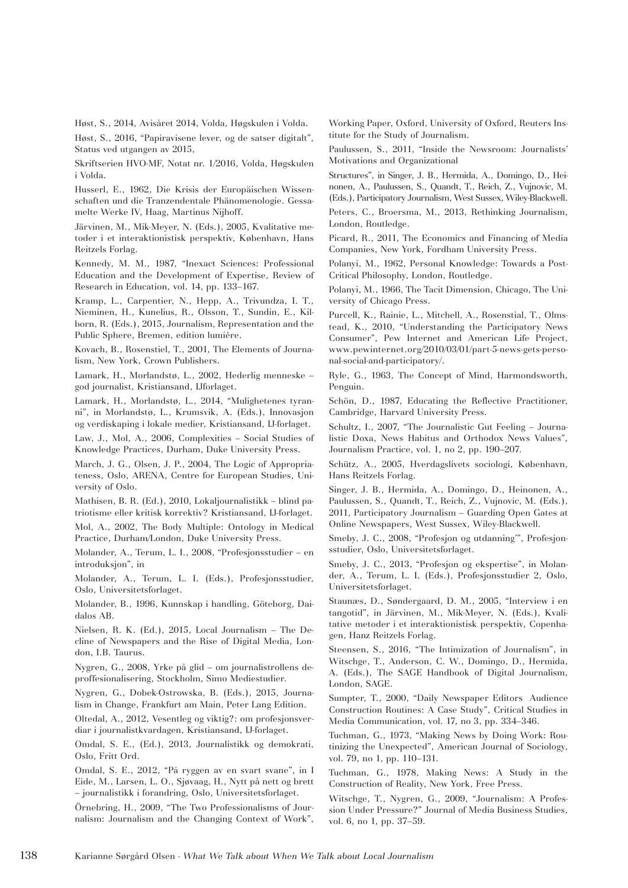Høst, S., 2014, Avisåret 2014, Volda, Høgskulen i Volda.

Høst, S., 2016, "Papiravisene lever, og de satser digitalt", Status ved utgangen av 2015,

Skriftserien HVO-MF, Notat nr. 1/2016, Volda, Høgskulen i Volda.

Husserl, E., 1962, Die Krisis der Europäischen Wissenschaften und die Tranzendentale Phänomenologie. Gessamelte Werke IV, Haag, Martinus Nijhoff.

Järvinen, M., Mik-Meyer, N. (Eds.), 2005, Kvalitative metoder i et interaktionistisk perspektiv, København, Hans Reitzels Forlag.

Kennedy, M. M., 1987, "Inexact Sciences: Professional Education and the Development of Expertise, Review of Research in Education, vol. 14, pp. 133–167.

Kramp, L., Carpentier, N., Hepp, A., Trivundza, I. T., Nieminen, H., Kunelius, R., Olsson, T., Sundin, E., Kilborn, R. (Eds.), 2015, Journalism, Representation and the Public Sphere, Bremen, edition lumière.

Kovach, B., Rosenstiel, T., 2001, The Elements of Journalism, New York, Crown Publishers.

Lamark, H., Morlandstø, L., 2002, Hederlig menneske – god journalist, Kristiansand, IJforlaget.

Lamark, H., Morlandstø, L., 2014, "Mulighetenes tyranni", in Morlandstø, L., Krumsvik, A. (Eds.), Innovasjon og verdiskaping i lokale medier, Kristiansand, IJ-forlaget.

Law, J., Mol, A., 2006, Complexities – Social Studies of Knowledge Practices, Durham, Duke University Press.

March, J. G., Olsen, J. P., 2004, The Logic of Appropriateness, Oslo, ARENA, Centre for European Studies, University of Oslo.

Mathisen, B. R. (Ed.), 2010, Lokaljournalistikk – blind patriotisme eller kritisk korrektiv? Kristiansand, IJ-forlaget.

Mol, A., 2002, The Body Multiple: Ontology in Medical Practice, Durham/London, Duke University Press.

Molander, A., Terum, L. I., 2008, "Profesjonsstudier – en introduksjon", in

Molander, A., Terum, L. I. (Eds.), Profesjonsstudier, Oslo, Universitetsforlaget.

Molander, B., 1996, Kunnskap i handling, Göteborg, Daidalos AB.

Nielsen, R. K. (Ed.), 2015, Local Journalism – The Decline of Newspapers and the Rise of Digital Media, London, I.B. Taurus.

Nygren, G., 2008, Yrke på glid – om journalistrollens deproffesionalisering, Stockholm, Simo Mediestudier.

Nygren, G., Dobek-Ostrowska, B. (Eds.), 2015, Journalism in Change, Frankfurt am Main, Peter Lang Edition.

Oltedal, A., 2012, Vesentleg og viktig?: om profesjonsverdiar i journalistkvardagen, Kristiansand, IJ-forlaget.

Omdal, S. E., (Ed.), 2013, Journalistikk og demokrati, Oslo, Fritt Ord.

Omdal, S. E., 2012, "På ryggen av en svart svane", in I Eide, M., Larsen, L. O., Sjøvaag, H., Nytt på nett og brett – journalistikk i forandring, Oslo, Universitetsforlaget.

Örnebring, H., 2009, "The Two Professionalisms of Journalism: Journalism and the Changing Context of Work", Working Paper, Oxford, University of Oxford, Reuters Institute for the Study of Journalism.

Paulussen, S., 2011, "Inside the Newsroom: Journalists' Motivations and Organizational

Structures", in Singer, J. B., Hermida, A., Domingo, D., Heinonen, A., Paulussen, S., Quandt, T., Reich, Z., Vujnovic, M. (Eds.), Participatory Journalism, West Sussex, Wiley-Blackwell.

Peters, C., Broersma, M., 2013, Rethinking Journalism, London, Routledge.

Picard, R., 2011, The Economics and Financing of Media Companies, New York, Fordham University Press.

Polanyi, M., 1962, Personal Knowledge: Towards a Post-Critical Philosophy, London, Routledge.

Polanyi, M., 1966, The Tacit Dimension, Chicago, The University of Chicago Press.

Purcell, K., Rainie, L., Mitchell, A., Rosenstial, T., Olmstead, K., 2010, "Understanding the Participatory News Consumer", Pew Internet and American Life Project, www.pewinternet.org/2010/03/01/part-5-news-gets-personal-social-and-participatory/.

Ryle, G., 1963, The Concept of Mind, Harmondsworth, Penguin.

Schön, D., 1987, Educating the Reflective Practitioner, Cambridge, Harvard University Press.

Schultz, I., 2007, "The Journalistic Gut Feeling – Journalistic Doxa, News Habitus and Orthodox News Values", Journalism Practice, vol. 1, no 2, pp. 190–207.

Schütz, A., 2005, Hverdagslivets sociologi, København, Hans Reitzels Forlag.

Singer, J. B., Hermida, A., Domingo, D., Heinonen, A., Paulussen, S., Quandt, T., Reich, Z., Vujnovic, M. (Eds.), 2011, Participatory Journalism – Guarding Open Gates at Online Newspapers, West Sussex, Wiley-Blackwell.

Smeby, J. C., 2008, "Profesjon og utdanning"', Profesjonsstudier, Oslo, Universitetsforlaget.

Smeby, J. C., 2013, "Profesjon og ekspertise", in Molander, A., Terum, L. I. (Eds.), Profesjonsstudier 2, Oslo, Universitetsforlaget.

Staunæs, D., Søndergaard, D. M., 2005, "Interview i en tangotid", in Järvinen, M., Mik-Meyer, N. (Eds.), Kvalitative metoder i et interaktionistisk perspektiv, Copenhagen, Hanz Reitzels Forlag.

Steensen, S., 2016, "The Intimization of Journalism", in Witschge, T., Anderson, C. W., Domingo, D., Hermida, A. (Eds.), The SAGE Handbook of Digital Journalism, London, SAGE.

Sumpter, T., 2000, "Daily Newspaper Editors Audience Construction Routines: A Case Study", Critical Studies in Media Communication, vol. 17, no 3, pp. 334–346.

Tuchman, G., 1973, "Making News by Doing Work: Routinizing the Unexpected", American Journal of Sociology, vol. 79, no 1, pp. 110–131.

Tuchman, G., 1978, Making News: A Study in the Construction of Reality, New York, Free Press.

Witschge, T., Nygren, G., 2009, "Journalism: A Profession Under Pressure?" Journal of Media Business Studies, vol. 6, no 1, pp. 37–59.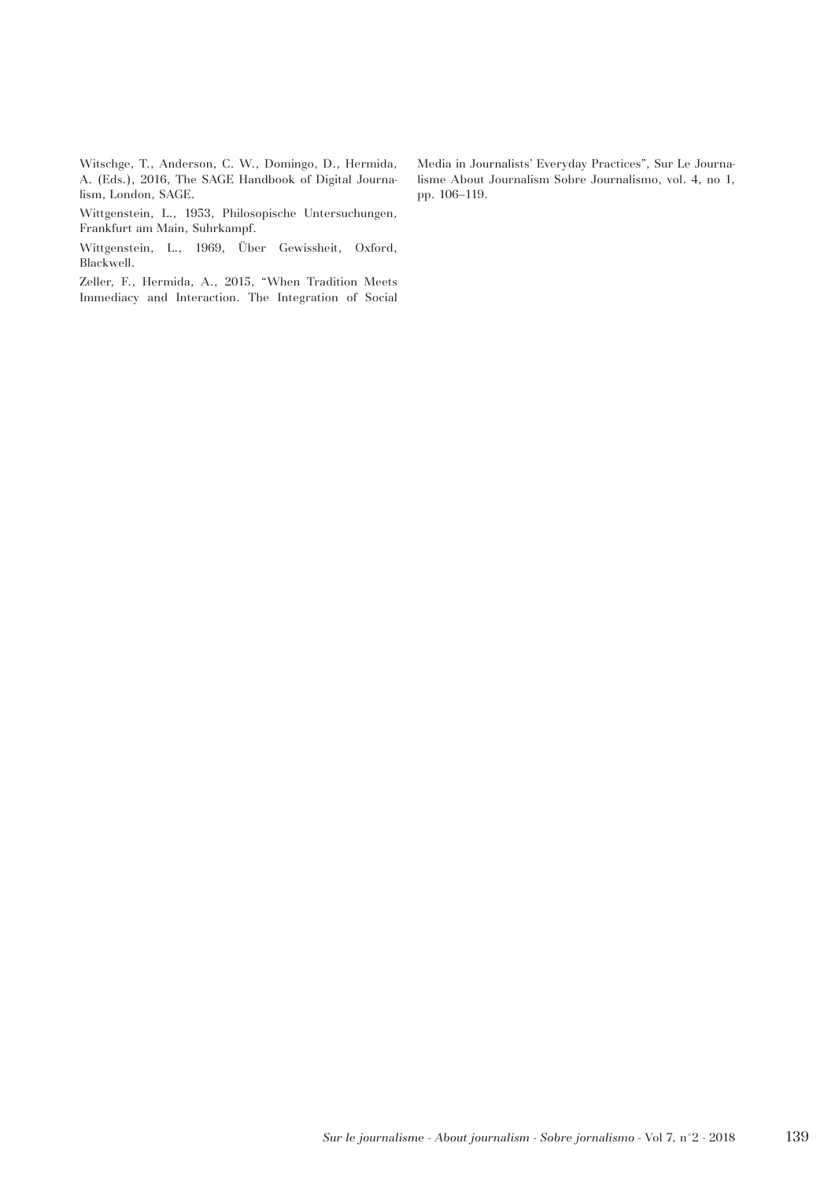Witschge, T., Anderson, C. W., Domingo, D., Hermida, A. (Eds.), 2016, The SAGE Handbook of Digital Journalism, London, SAGE.

Wittgenstein, L., 1953, Philosopische Untersuchungen, Frankfurt am Main, Suhrkampf.

Wittgenstein, L., 1969, Über Gewissheit, Oxford, Blackwell.

Zeller, F., Hermida, A., 2015, "When Tradition Meets Immediacy and Interaction. The Integration of Social Media in Journalists' Everyday Practices", Sur Le Journalisme About Journalism Sobre Journalismo, vol. 4, no 1, pp. 106–119.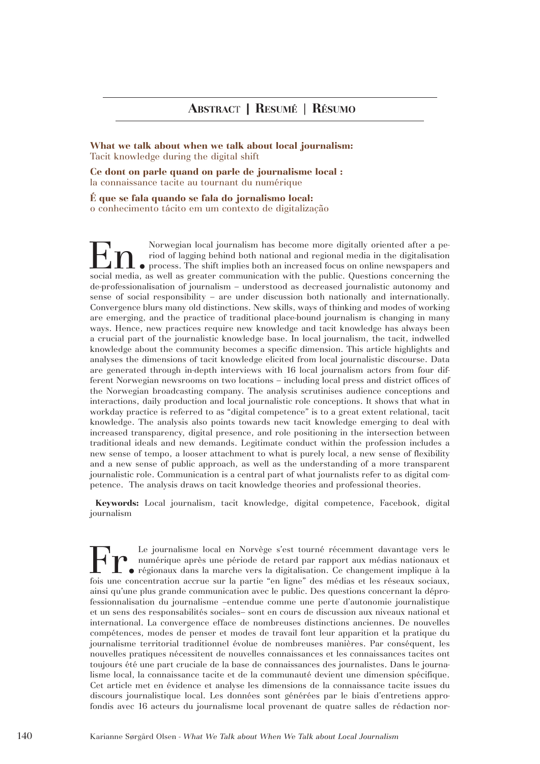## Abstract | Resumé | Résumo

**What we talk about when we talk about local journalism:**
Tacit knowledge during the digital shift

**Ce dont on parle quand on parle de journalisme local :**
la connaissance tacite au tournant du numérique

**É que se fala quando se fala do jornalismo local:**
o conhecimento tácito em um contexto de digitalização

**En.** Norwegian local journalism has become more digitally oriented after a period of lagging behind both national and regional media in the digitalisation process. The shift implies both an increased focus on online newspapers and social media, as well as greater communication with the public. Questions concerning the de-professionalisation of journalism – understood as decreased journalistic autonomy and sense of social responsibility – are under discussion both nationally and internationally. Convergence blurs many old distinctions. New skills, ways of thinking and modes of working are emerging, and the practice of traditional place-bound journalism is changing in many ways. Hence, new practices require new knowledge and tacit knowledge has always been a crucial part of the journalistic knowledge base. In local journalism, the tacit, indwelled knowledge about the community becomes a specific dimension. This article highlights and analyses the dimensions of tacit knowledge elicited from local journalistic discourse. Data are generated through in-depth interviews with 16 local journalism actors from four different Norwegian newsrooms on two locations – including local press and district offices of the Norwegian broadcasting company. The analysis scrutinises audience conceptions and interactions, daily production and local journalistic role conceptions. It shows that what in workday practice is referred to as "digital competence" is to a great extent relational, tacit knowledge. The analysis also points towards new tacit knowledge emerging to deal with increased transparency, digital presence, and role positioning in the intersection between traditional ideals and new demands. Legitimate conduct within the profession includes a new sense of tempo, a looser attachment to what is purely local, a new sense of flexibility and a new sense of public approach, as well as the understanding of a more transparent journalistic role. Communication is a central part of what journalists refer to as digital competence. The analysis draws on tacit knowledge theories and professional theories.

**Keywords:** Local journalism, tacit knowledge, digital competence, Facebook, digital journalism

**Fr.** Le journalisme local en Norvège s'est tourné récemment davantage vers le numérique après une période de retard par rapport aux médias nationaux et régionaux dans la marche vers la digitalisation. Ce changement implique à la fois une concentration accrue sur la partie "en ligne" des médias et les réseaux sociaux, ainsi qu'une plus grande communication avec le public. Des questions concernant la déprofessionnalisation du journalisme –entendue comme une perte d'autonomie journalistique et un sens des responsabilités sociales– sont en cours de discussion aux niveaux national et international. La convergence efface de nombreuses distinctions anciennes. De nouvelles compétences, modes de penser et modes de travail font leur apparition et la pratique du journalisme territorial traditionnel évolue de nombreuses manières. Par conséquent, les nouvelles pratiques nécessitent de nouvelles connaissances et les connaissances tacites ont toujours été une part cruciale de la base de connaissances des journalistes. Dans le journalisme local, la connaissance tacite et de la communauté devient une dimension spécifique. Cet article met en évidence et analyse les dimensions de la connaissance tacite issues du discours journalistique local. Les données sont générées par le biais d'entretiens approfondis avec 16 acteurs du journalisme local provenant de quatre salles de rédaction nor-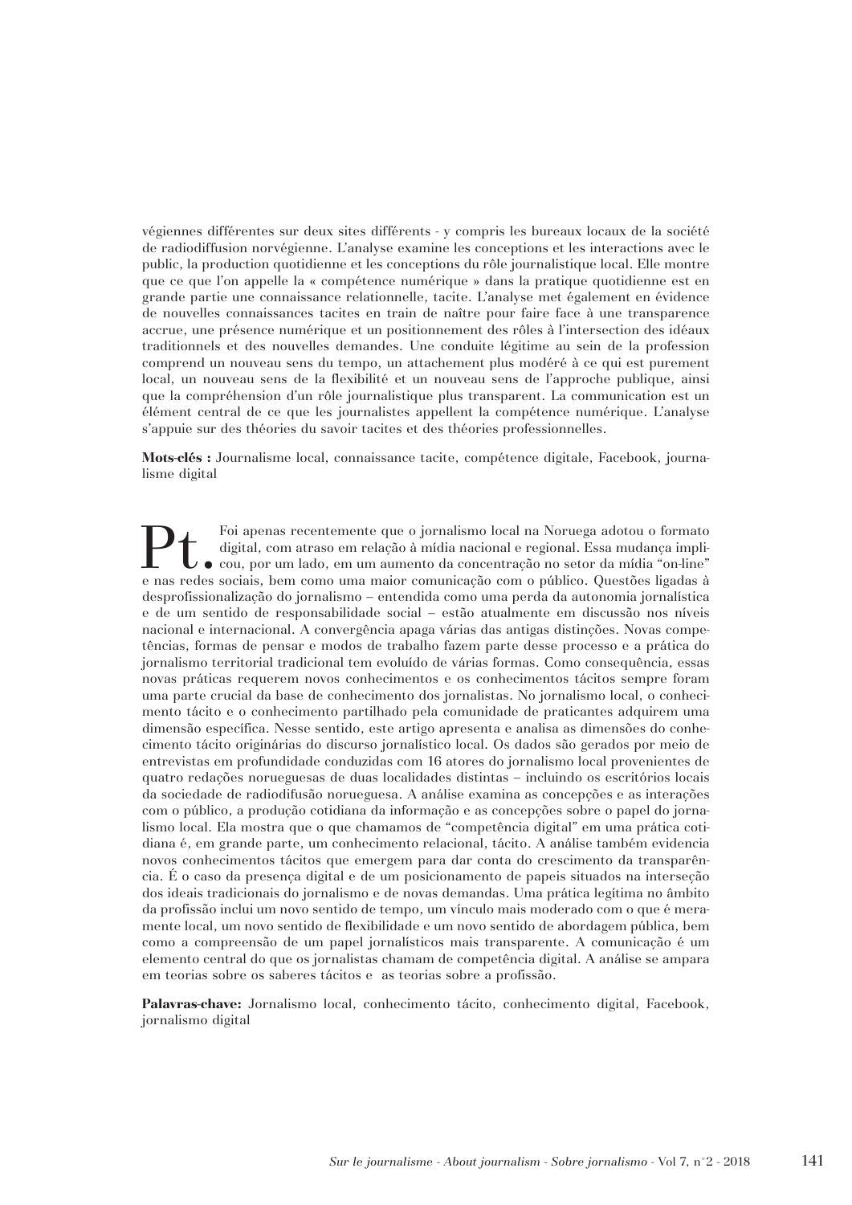végiennes différentes sur deux sites différents - y compris les bureaux locaux de la société de radiodiffusion norvégienne. L'analyse examine les conceptions et les interactions avec le public, la production quotidienne et les conceptions du rôle journalistique local. Elle montre que ce que l'on appelle la « compétence numérique » dans la pratique quotidienne est en grande partie une connaissance relationnelle, tacite. L'analyse met également en évidence de nouvelles connaissances tacites en train de naître pour faire face à une transparence accrue, une présence numérique et un positionnement des rôles à l'intersection des idéaux traditionnels et des nouvelles demandes. Une conduite légitime au sein de la profession comprend un nouveau sens du temps, un attachement plus modéré à ce qui est purement local, un nouveau sens de la flexibilité et un nouveau sens de l'approche publique, ainsi que la compréhension d'un rôle journalistique plus transparent. La communication est un élément central de ce que les journalistes appellent la compétence numérique. L'analyse s'appuie sur des théories du savoir tacites et des théories professionnelles.

**Mots-clés :** Journalisme local, connaissance tacite, compétence digitale, Facebook, journalisme digital

**Pt.** Foi apenas recentemente que o jornalismo local na Noruega adotou o formato digital, com atraso em relação à mídia nacional e regional. Essa mudança implicou, por um lado, em um aumento da concentração no setor da mídia "on-line" e nas redes sociais, bem como uma maior comunicação com o público. Questões ligadas à desprofissionalização do jornalismo – entendida como uma perda da autonomia jornalística e de um sentido de responsabilidade social – estão atualmente em discussão nos níveis nacional e internacional. A convergência apaga várias das antigas distinções. Novas competências, formas de pensar e modos de trabalho fazem parte desse processo e a prática do jornalismo territorial tradicional tem evoluído de várias formas. Como consequência, essas novas práticas requerem novos conhecimentos e os conhecimentos tácitos sempre foram uma parte crucial da base de conhecimento dos jornalistas. No jornalismo local, o conhecimento tácito e o conhecimento partilhado pela comunidade de praticantes adquirem uma dimensão específica. Nesse sentido, este artigo apresenta e analisa as dimensões do conhecimento tácito originárias do discurso jornalístico local. Os dados são gerados por meio de entrevistas em profundidade conduzidas com 16 atores do jornalismo local provenientes de quatro redações norueguesas de duas localidades distintas – incluindo os escritórios locais da sociedade de radiodifusão norueguesa. A análise examina as concepções e as interações com o público, a produção cotidiana da informação e as concepções sobre o papel do jornalismo local. Ela mostra que o que chamamos de "competência digital" em uma prática cotidiana é, em grande parte, um conhecimento relacional, tácito. A análise também evidencia novos conhecimentos tácitos que emergem para dar conta do crescimento da transparência. É o caso da presença digital e de um posicionamento de papeis situados na interseção dos ideais tradicionais do jornalismo e de novas demandas. Uma prática legítima no âmbito da profissão inclui um novo sentido de tempo, um vínculo mais moderado com o que é meramente local, um novo sentido de flexibilidade e um novo sentido de abordagem pública, bem como a compreensão de um papel jornalísticos mais transparente. A comunicação é um elemento central do que os jornalistas chamam de competência digital. A análise se ampara em teorias sobre os saberes tácitos e as teorias sobre a profissão.

**Palavras-chave:** Jornalismo local, conhecimento tácito, conhecimento digital, Facebook, jornalismo digital